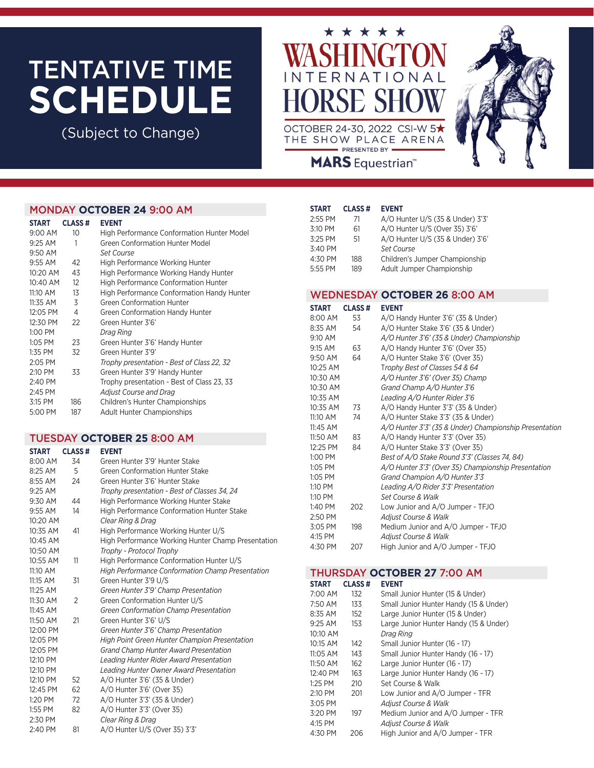# TENTATIVE TIME SCHEDULE

(Subject to Change)

★ ★ ★ ★ ★

# WASHINGTON INTERNATIONAL HORSE SHOW

OCTOBER 24-30, 2022 CSI-W 5★
THE SHOW PLACE ARENA
PRESENTED BY
MARS Equestrian™

## MONDAY OCTOBER 24 9:00 AM

| START | CLASS # | EVENT |
|---|---|---|
| 9:00 AM | 10 | High Performance Conformation Hunter Model |
| 9:25 AM | 1 | Green Conformation Hunter Model |
| 9:50 AM | | *Set Course* |
| 9:55 AM | 42 | High Performance Working Hunter |
| 10:20 AM | 43 | High Performance Working Handy Hunter |
| 10:40 AM | 12 | High Performance Conformation Hunter |
| 11:10 AM | 13 | High Performance Conformation Handy Hunter |
| 11:35 AM | 3 | Green Conformation Hunter |
| 12:05 PM | 4 | Green Conformation Handy Hunter |
| 12:30 PM | 22 | Green Hunter 3'6' |
| 1:00 PM | | *Drag Ring* |
| 1:05 PM | 23 | Green Hunter 3'6' Handy Hunter |
| 1:35 PM | 32 | Green Hunter 3'9' |
| 2:05 PM | | *Trophy presentation - Best of Class 22, 32* |
| 2:10 PM | 33 | Green Hunter 3'9' Handy Hunter |
| 2:40 PM | | Trophy presentation - Best of Class 23, 33 |
| 2:45 PM | | *Adjust Course and Drag* |
| 3:15 PM | 186 | Children's Hunter Championships |
| 5:00 PM | 187 | Adult Hunter Championships |

## TUESDAY OCTOBER 25 8:00 AM

| START | CLASS # | EVENT |
|---|---|---|
| 8:00 AM | 34 | Green Hunter 3'9' Hunter Stake |
| 8:25 AM | 5 | Green Conformation Hunter Stake |
| 8:55 AM | 24 | Green Hunter 3'6' Hunter Stake |
| 9:25 AM | | *Trophy presentation - Best of Classes 34, 24* |
| 9:30 AM | 44 | High Performance Working Hunter Stake |
| 9:55 AM | 14 | High Performance Conformation Hunter Stake |
| 10:20 AM | | *Clear Ring & Drag* |
| 10:35 AM | 41 | High Performance Working Hunter U/S |
| 10:45 AM | | High Performance Working Hunter Champ Presentation |
| 10:50 AM | | *Trophy - Protocol Trophy* |
| 10:55 AM | 11 | High Performance Conformation Hunter U/S |
| 11:10 AM | | *High Performance Conformation Champ Presentation* |
| 11:15 AM | 31 | Green Hunter 3'9 U/S |
| 11:25 AM | | *Green Hunter 3'9' Champ Presentation* |
| 11:30 AM | 2 | Green Conformation Hunter U/S |
| 11:45 AM | | *Green Conformation Champ Presentation* |
| 11:50 AM | 21 | Green Hunter 3'6' U/S |
| 12:00 PM | | *Green Hunter 3'6' Champ Presentation* |
| 12:05 PM | | *High Point Green Hunter Champion Presentation* |
| 12:05 PM | | *Grand Champ Hunter Award Presentation* |
| 12:10 PM | | *Leading Hunter Rider Award Presentation* |
| 12:10 PM | | *Leading Hunter Owner Award Presentation* |
| 12:10 PM | 52 | A/O Hunter 3'6' (35 & Under) |
| 12:45 PM | 62 | A/O Hunter 3'6' (Over 35) |
| 1:20 PM | 72 | A/O Hunter 3'3' (35 & Under) |
| 1:55 PM | 82 | A/O Hunter 3'3' (Over 35) |
| 2:30 PM | | *Clear Ring & Drag* |
| 2:40 PM | 81 | A/O Hunter U/S (Over 35) 3'3' |
| 2:55 PM | 71 | A/O Hunter U/S (35 & Under) 3'3' |
| 3:10 PM | 61 | A/O Hunter U/S (Over 35) 3'6' |
| 3:25 PM | 51 | A/O Hunter U/S (35 & Under) 3'6' |
| 3:40 PM | | *Set Course* |
| 4:30 PM | 188 | Children's Jumper Championship |
| 5:55 PM | 189 | Adult Jumper Championship |

## WEDNESDAY OCTOBER 26 8:00 AM

| START | CLASS # | EVENT |
|---|---|---|
| 8:00 AM | 53 | A/O Handy Hunter 3'6' (35 & Under) |
| 8:35 AM | 54 | A/O Hunter Stake 3'6' (35 & Under) |
| 9:10 AM | | *A/O Hunter 3'6' (35 & Under) Championship* |
| 9:15 AM | 63 | A/O Handy Hunter 3'6' (Over 35) |
| 9:50 AM | 64 | A/O Hunter Stake 3'6' (Over 35) |
| 10:25 AM | | Trophy Best of Classes 54 & 64 |
| 10:30 AM | | *A/O Hunter 3'6' (Over 35) Champ* |
| 10:30 AM | | *Grand Champ A/O Hunter 3'6* |
| 10:35 AM | | *Leading A/O Hunter Rider 3'6* |
| 10:35 AM | 73 | A/O Handy Hunter 3'3' (35 & Under) |
| 11:10 AM | 74 | A/O Hunter Stake 3'3' (35 & Under) |
| 11:45 AM | | *A/O Hunter 3'3' (35 & Under) Championship Presentation* |
| 11:50 AM | 83 | A/O Handy Hunter 3'3' (Over 35) |
| 12:25 PM | 84 | A/O Hunter Stake 3'3' (Over 35) |
| 1:00 PM | | *Best of A/O Stake Round 3'3' (Classes 74, 84)* |
| 1:05 PM | | *A/O Hunter 3'3' (Over 35) Championship Presentation* |
| 1:05 PM | | *Grand Champion A/O Hunter 3'3* |
| 1:10 PM | | *Leading A/O Rider 3'3' Presentation* |
| 1:10 PM | | *Set Course & Walk* |
| 1:40 PM | 202 | Low Junior and A/O Jumper - TFJO |
| 2:50 PM | | *Adjust Course & Walk* |
| 3:05 PM | 198 | Medium Junior and A/O Jumper - TFJO |
| 4:15 PM | | *Adjust Course & Walk* |
| 4:30 PM | 207 | High Junior and A/O Jumper - TFJO |

## THURSDAY OCTOBER 27 7:00 AM

| START | CLASS # | EVENT |
|---|---|---|
| 7:00 AM | 132 | Small Junior Hunter (15 & Under) |
| 7:50 AM | 133 | Small Junior Hunter Handy (15 & Under) |
| 8:35 AM | 152 | Large Junior Hunter (15 & Under) |
| 9:25 AM | 153 | Large Junior Hunter Handy (15 & Under) |
| 10:10 AM | | *Drag Ring* |
| 10:15 AM | 142 | Small Junior Hunter (16 - 17) |
| 11:05 AM | 143 | Small Junior Hunter Handy (16 - 17) |
| 11:50 AM | 162 | Large Junior Hunter (16 - 17) |
| 12:40 PM | 163 | Large Junior Hunter Handy (16 - 17) |
| 1:25 PM | 210 | Set Course & Walk |
| 2:10 PM | 201 | Low Junior and A/O Jumper - TFR |
| 3:05 PM | | *Adjust Course & Walk* |
| 3:20 PM | 197 | Medium Junior and A/O Jumper - TFR |
| 4:15 PM | | *Adjust Course & Walk* |
| 4:30 PM | 206 | High Junior and A/O Jumper - TFR |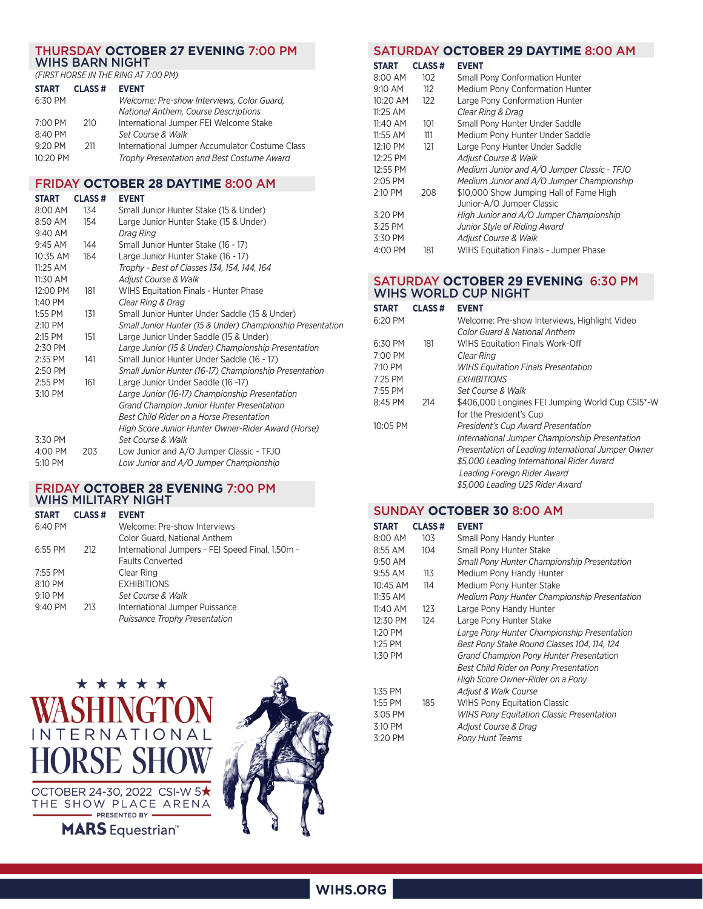## THURSDAY OCTOBER 27 EVENING 7:00 PM
### WIHS BARN NIGHT

*(FIRST HORSE IN THE RING AT 7:00 PM)*

| START | CLASS # | EVENT |
|---|---|---|
| 6:30 PM | | *Welcome: Pre-show Interviews, Color Guard, National Anthem, Course Descriptions* |
| 7:00 PM | 210 | International Jumper FEI Welcome Stake |
| 8:40 PM | | *Set Course & Walk* |
| 9:20 PM | 211 | International Jumper Accumulator Costume Class |
| 10:20 PM | | *Trophy Presentation and Best Costume Award* |

## FRIDAY OCTOBER 28 DAYTIME 8:00 AM

| START | CLASS # | EVENT |
|---|---|---|
| 8:00 AM | 134 | Small Junior Hunter Stake (15 & Under) |
| 8:50 AM | 154 | Large Junior Hunter Stake (15 & Under) |
| 9:40 AM | | *Drag Ring* |
| 9:45 AM | 144 | Small Junior Hunter Stake (16 - 17) |
| 10:35 AM | 164 | Large Junior Hunter Stake (16 - 17) |
| 11:25 AM | | *Trophy - Best of Classes 134, 154, 144, 164* |
| 11:30 AM | | *Adjust Course & Walk* |
| 12:00 PM | 181 | WIHS Equitation Finals - Hunter Phase |
| 1:40 PM | | *Clear Ring & Drag* |
| 1:55 PM | 131 | Small Junior Hunter Under Saddle (15 & Under) |
| 2:10 PM | | *Small Junior Hunter (15 & Under) Championship Presentation* |
| 2:15 PM | 151 | Large Junior Under Saddle (15 & Under) |
| 2:30 PM | | *Large Junior (15 & Under) Championship Presentation* |
| 2:35 PM | 141 | Small Junior Hunter Under Saddle (16 - 17) |
| 2:50 PM | | *Small Junior Hunter (16-17) Championship Presentation* |
| 2:55 PM | 161 | Large Junior Under Saddle (16 -17) |
| 3:10 PM | | *Large Junior (16-17) Championship Presentation* *Grand Champion Junior Hunter Presentation* *Best Child Rider on a Horse Presentation* *High Score Junior Hunter Owner-Rider Award (Horse)* |
| 3:30 PM | | *Set Course & Walk* |
| 4:00 PM | 203 | Low Junior and A/O Jumper Classic - TFJO |
| 5:10 PM | | *Low Junior and A/O Jumper Championship* |

## FRIDAY OCTOBER 28 EVENING 7:00 PM
### WIHS MILITARY NIGHT

| START | CLASS # | EVENT |
|---|---|---|
| 6:40 PM | | Welcome: Pre-show Interviews Color Guard, National Anthem |
| 6:55 PM | 212 | International Jumpers - FEI Speed Final, 1.50m - Faults Converted |
| 7:55 PM | | Clear Ring |
| 8:10 PM | | EXHIBITIONS |
| 9:10 PM | | *Set Course & Walk* |
| 9:40 PM | 213 | International Jumper Puissance *Puissance Trophy Presentation* |

★ ★ ★ ★ ★
WASHINGTON INTERNATIONAL HORSE SHOW
OCTOBER 24-30, 2022 CSI-W 5★
THE SHOW PLACE ARENA
PRESENTED BY
MARS Equestrian™

## SATURDAY OCTOBER 29 DAYTIME 8:00 AM

| START | CLASS # | EVENT |
|---|---|---|
| 8:00 AM | 102 | Small Pony Conformation Hunter |
| 9:10 AM | 112 | Medium Pony Conformation Hunter |
| 10:20 AM | 122 | Large Pony Conformation Hunter |
| 11:25 AM | | *Clear Ring & Drag* |
| 11:40 AM | 101 | Small Pony Hunter Under Saddle |
| 11:55 AM | 111 | Medium Pony Hunter Under Saddle |
| 12:10 PM | 121 | Large Pony Hunter Under Saddle |
| 12:25 PM | | *Adjust Course & Walk* |
| 12:55 PM | | *Medium Junior and A/O Jumper Classic - TFJO* |
| 2:05 PM | | *Medium Junior and A/O Jumper Championship* |
| 2:10 PM | 208 | $10,000 Show Jumping Hall of Fame High Junior-A/O Jumper Classic |
| 3:20 PM | | *High Junior and A/O Jumper Championship* |
| 3:25 PM | | *Junior Style of Riding Award* |
| 3:30 PM | | *Adjust Course & Walk* |
| 4:00 PM | 181 | WIHS Equitation Finals - Jumper Phase |

## SATURDAY OCTOBER 29 EVENING 6:30 PM
### WIHS WORLD CUP NIGHT

| START | CLASS # | EVENT |
|---|---|---|
| 6:20 PM | | Welcome: Pre-show Interviews, Highlight Video *Color Guard & National Anthem* |
| 6:30 PM | 181 | WIHS Equitation Finals Work-Off |
| 7:00 PM | | *Clear Ring* |
| 7:10 PM | | *WIHS Equitation Finals Presentation* |
| 7:25 PM | | *EXHIBITIONS* |
| 7:55 PM | | *Set Course & Walk* |
| 8:45 PM | 214 | $406,000 Longines FEI Jumping World Cup CSI5*-W for the President's Cup |
| 10:05 PM | | *President's Cup Award Presentation* *International Jumper Championship Presentation* *Presentation of Leading International Jumper Owner* *$5,000 Leading International Rider Award* *Leading Foreign Rider Award* *$5,000 Leading U25 Rider Award* |

## SUNDAY OCTOBER 30 8:00 AM

| START | CLASS # | EVENT |
|---|---|---|
| 8:00 AM | 103 | Small Pony Handy Hunter |
| 8:55 AM | 104 | Small Pony Hunter Stake |
| 9:50 AM | | *Small Pony Hunter Championship Presentation* |
| 9:55 AM | 113 | Medium Pony Handy Hunter |
| 10:45 AM | 114 | Medium Pony Hunter Stake |
| 11:35 AM | | *Medium Pony Hunter Championship Presentation* |
| 11:40 AM | 123 | Large Pony Handy Hunter |
| 12:30 PM | 124 | Large Pony Hunter Stake |
| 1:20 PM | | *Large Pony Hunter Championship Presentation* |
| 1:25 PM | | *Best Pony Stake Round Classes 104, 114, 124* |
| 1:30 PM | | *Grand Champion Pony Hunter Presentation* *Best Child Rider on Pony Presentation* *High Score Owner-Rider on a Pony* |
| 1:35 PM | | *Adjust & Walk Course* |
| 1:55 PM | 185 | WIHS Pony Equitation Classic |
| 3:05 PM | | *WIHS Pony Equitation Classic Presentation* |
| 3:10 PM | | *Adjust Course & Drag* |
| 3:20 PM | | *Pony Hunt Teams* |

WIHS.ORG